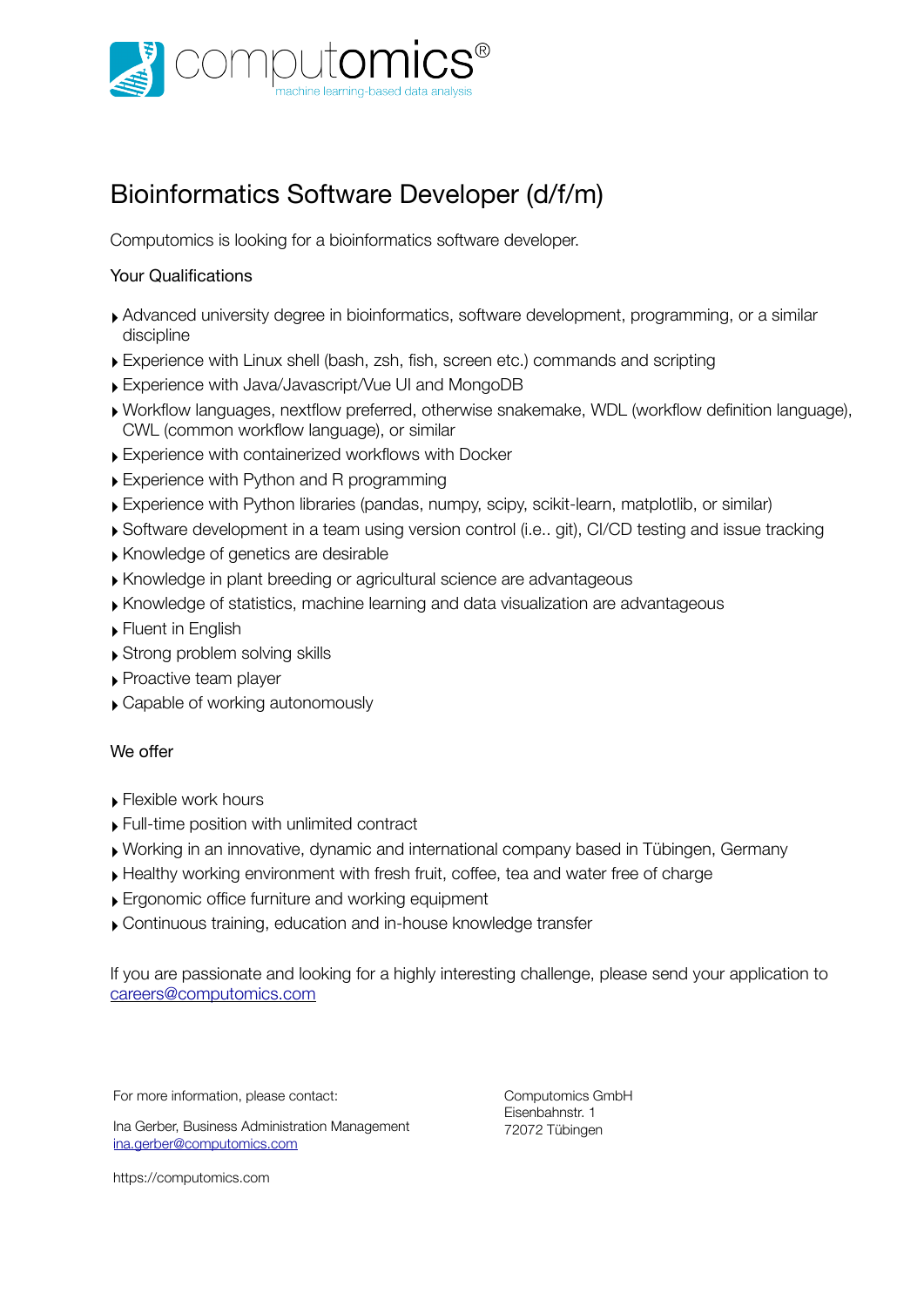computomics®
machine learning-based data analysis

# Bioinformatics Software Developer (d/f/m)

Computomics is looking for a bioinformatics software developer.

## Your Qualifications

- Advanced university degree in bioinformatics, software development, programming, or a similar discipline
- Experience with Linux shell (bash, zsh, fish, screen etc.) commands and scripting
- Experience with Java/Javascript/Vue UI and MongoDB
- Workflow languages, nextflow preferred, otherwise snakemake, WDL (workflow definition language), CWL (common workflow language), or similar
- Experience with containerized workflows with Docker
- Experience with Python and R programming
- Experience with Python libraries (pandas, numpy, scipy, scikit-learn, matplotlib, or similar)
- Software development in a team using version control (i.e.. git), CI/CD testing and issue tracking
- Knowledge of genetics are desirable
- Knowledge in plant breeding or agricultural science are advantageous
- Knowledge of statistics, machine learning and data visualization are advantageous
- Fluent in English
- Strong problem solving skills
- Proactive team player
- Capable of working autonomously

## We offer

- Flexible work hours
- Full-time position with unlimited contract
- Working in an innovative, dynamic and international company based in Tübingen, Germany
- Healthy working environment with fresh fruit, coffee, tea and water free of charge
- Ergonomic office furniture and working equipment
- Continuous training, education and in-house knowledge transfer

If you are passionate and looking for a highly interesting challenge, please send your application to careers@computomics.com

For more information, please contact:

Ina Gerber, Business Administration Management
ina.gerber@computomics.com

https://computomics.com

Computomics GmbH
Eisenbahnstr. 1
72072 Tübingen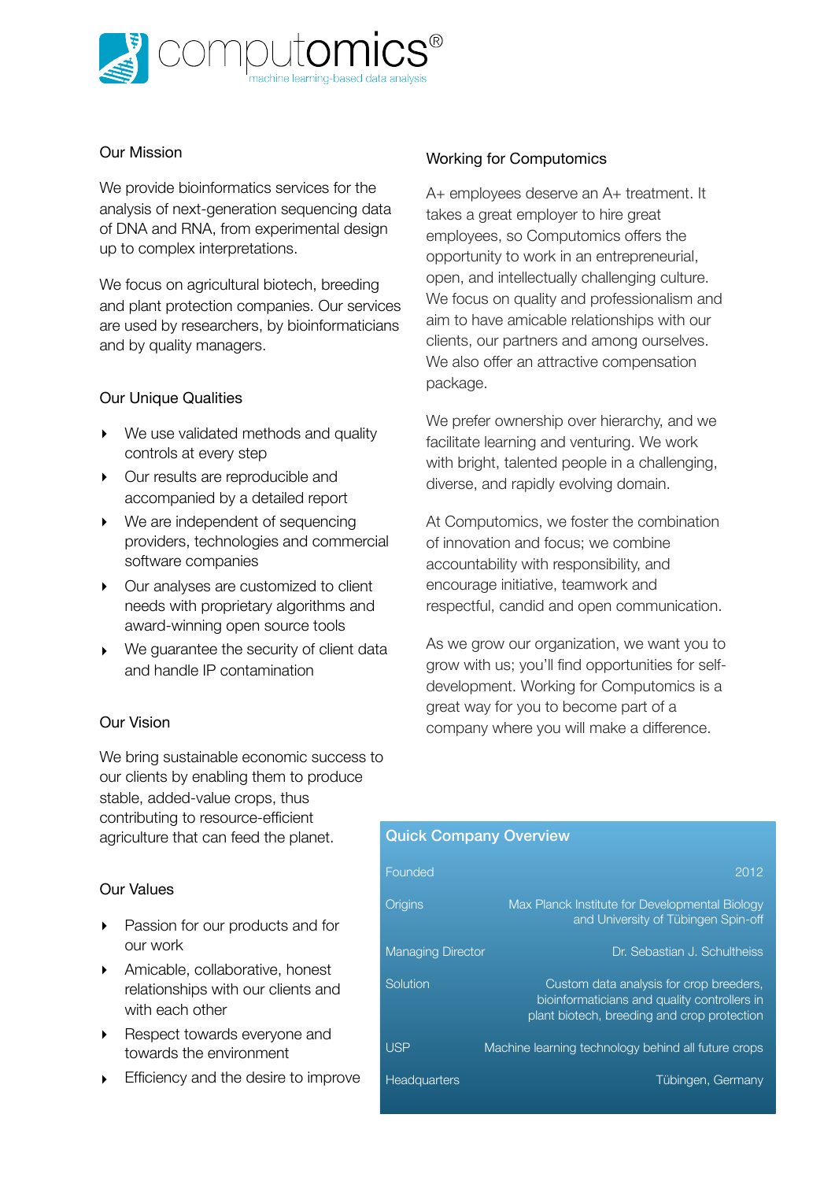computomics®
machine learning-based data analysis

## Our Mission

We provide bioinformatics services for the analysis of next-generation sequencing data of DNA and RNA, from experimental design up to complex interpretations.

We focus on agricultural biotech, breeding and plant protection companies. Our services are used by researchers, by bioinformaticians and by quality managers.

## Our Unique Qualities

- We use validated methods and quality controls at every step
- Our results are reproducible and accompanied by a detailed report
- We are independent of sequencing providers, technologies and commercial software companies
- Our analyses are customized to client needs with proprietary algorithms and award-winning open source tools
- We guarantee the security of client data and handle IP contamination

## Our Vision

We bring sustainable economic success to our clients by enabling them to produce stable, added-value crops, thus contributing to resource-efficient agriculture that can feed the planet.

## Our Values

- Passion for our products and for our work
- Amicable, collaborative, honest relationships with our clients and with each other
- Respect towards everyone and towards the environment
- Efficiency and the desire to improve

## Working for Computomics

A+ employees deserve an A+ treatment. It takes a great employer to hire great employees, so Computomics offers the opportunity to work in an entrepreneurial, open, and intellectually challenging culture. We focus on quality and professionalism and aim to have amicable relationships with our clients, our partners and among ourselves. We also offer an attractive compensation package.

We prefer ownership over hierarchy, and we facilitate learning and venturing. We work with bright, talented people in a challenging, diverse, and rapidly evolving domain.

At Computomics, we foster the combination of innovation and focus; we combine accountability with responsibility, and encourage initiative, teamwork and respectful, candid and open communication.

As we grow our organization, we want you to grow with us; you'll find opportunities for self-development. Working for Computomics is a great way for you to become part of a company where you will make a difference.

## Quick Company Overview

| | |
|---|---|
| Founded | 2012 |
| Origins | Max Planck Institute for Developmental Biology and University of Tübingen Spin-off |
| Managing Director | Dr. Sebastian J. Schultheiss |
| Solution | Custom data analysis for crop breeders, bioinformaticians and quality controllers in plant biotech, breeding and crop protection |
| USP | Machine learning technology behind all future crops |
| Headquarters | Tübingen, Germany |